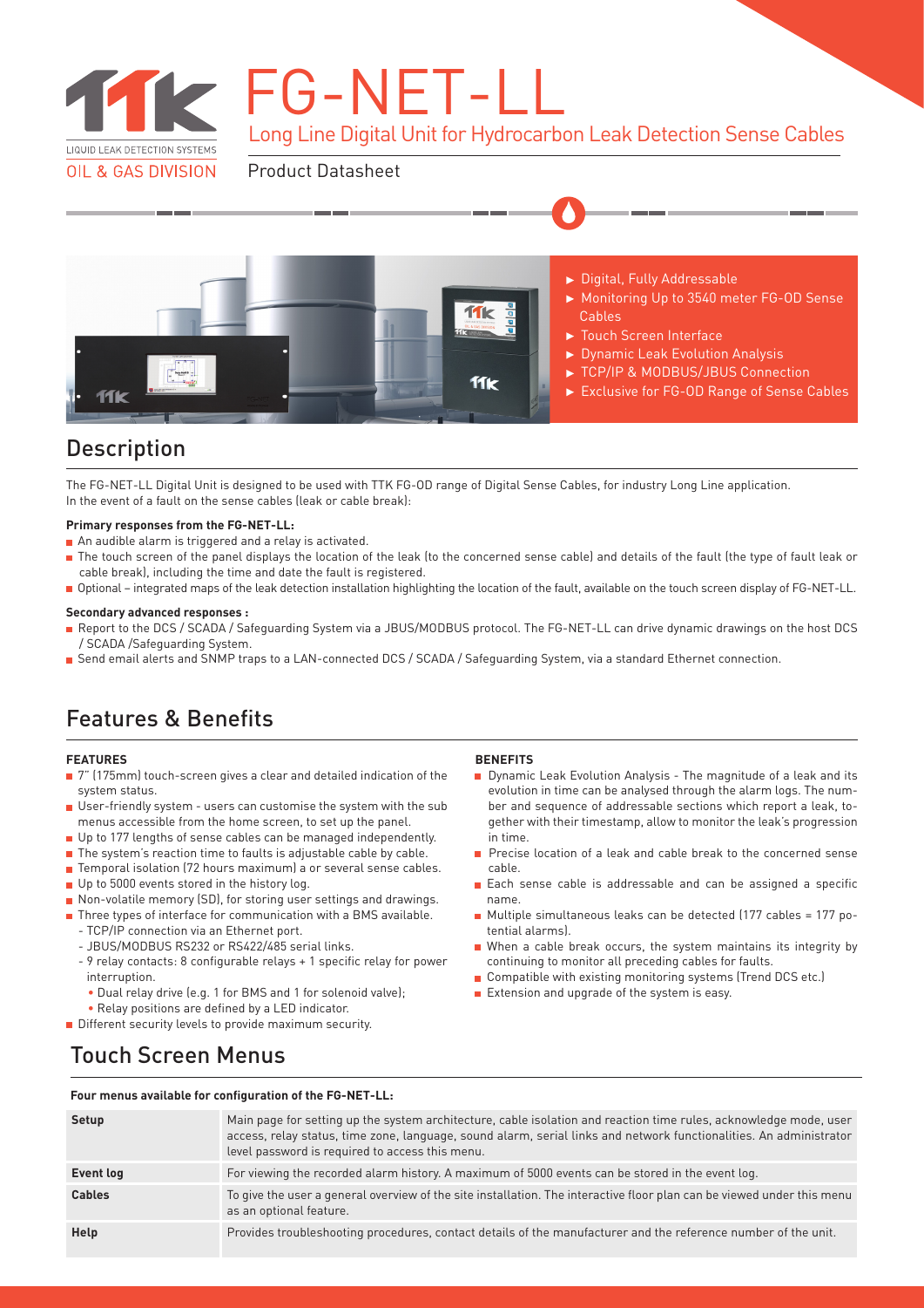# FG-NET-LL

## Long Line Digital Unit for Hydrocarbon Leak Detection Sense Cables

TTK LIQUID LEAK DETECTION SYSTEMS
OIL & GAS DIVISION

Product Datasheet

- Digital, Fully Addressable
- Monitoring Up to 3540 meter FG-OD Sense Cables
- Touch Screen Interface
- Dynamic Leak Evolution Analysis
- TCP/IP & MODBUS/JBUS Connection
- Exclusive for FG-OD Range of Sense Cables

## Description

The FG-NET-LL Digital Unit is designed to be used with TTK FG-OD range of Digital Sense Cables, for industry Long Line application.
In the event of a fault on the sense cables (leak or cable break):

**Primary responses from the FG-NET-LL:**

- An audible alarm is triggered and a relay is activated.
- The touch screen of the panel displays the location of the leak (to the concerned sense cable) and details of the fault (the type of fault leak or cable break), including the time and date the fault is registered.
- Optional – integrated maps of the leak detection installation highlighting the location of the fault, available on the touch screen display of FG-NET-LL.

**Secondary advanced responses :**

- Report to the DCS / SCADA / Safeguarding System via a JBUS/MODBUS protocol. The FG-NET-LL can drive dynamic drawings on the host DCS / SCADA /Safeguarding System.
- Send email alerts and SNMP traps to a LAN-connected DCS / SCADA / Safeguarding System, via a standard Ethernet connection.

## Features & Benefits

**FEATURES**

- 7" (175mm) touch-screen gives a clear and detailed indication of the system status.
- User-friendly system - users can customise the system with the sub menus accessible from the home screen, to set up the panel.
- Up to 177 lengths of sense cables can be managed independently.
- The system's reaction time to faults is adjustable cable by cable.
- Temporal isolation (72 hours maximum) a or several sense cables.
- Up to 5000 events stored in the history log.
- Non-volatile memory (SD), for storing user settings and drawings.
- Three types of interface for communication with a BMS available.
  - TCP/IP connection via an Ethernet port.
  - JBUS/MODBUS RS232 or RS422/485 serial links.
  - 9 relay contacts: 8 configurable relays + 1 specific relay for power interruption.
    - Dual relay drive (e.g. 1 for BMS and 1 for solenoid valve);
    - Relay positions are defined by a LED indicator.
- Different security levels to provide maximum security.

**BENEFITS**

- Dynamic Leak Evolution Analysis - The magnitude of a leak and its evolution in time can be analysed through the alarm logs. The number and sequence of addressable sections which report a leak, together with their timestamp, allow to monitor the leak's progression in time.
- Precise location of a leak and cable break to the concerned sense cable.
- Each sense cable is addressable and can be assigned a specific name.
- Multiple simultaneous leaks can be detected (177 cables = 177 potential alarms).
- When a cable break occurs, the system maintains its integrity by continuing to monitor all preceding cables for faults.
- Compatible with existing monitoring systems (Trend DCS etc.)
- Extension and upgrade of the system is easy.

## Touch Screen Menus

**Four menus available for configuration of the FG-NET-LL:**

| | |
|---|---|
| **Setup** | Main page for setting up the system architecture, cable isolation and reaction time rules, acknowledge mode, user access, relay status, time zone, language, sound alarm, serial links and network functionalities. An administrator level password is required to access this menu. |
| **Event log** | For viewing the recorded alarm history. A maximum of 5000 events can be stored in the event log. |
| **Cables** | To give the user a general overview of the site installation. The interactive floor plan can be viewed under this menu as an optional feature. |
| **Help** | Provides troubleshooting procedures, contact details of the manufacturer and the reference number of the unit. |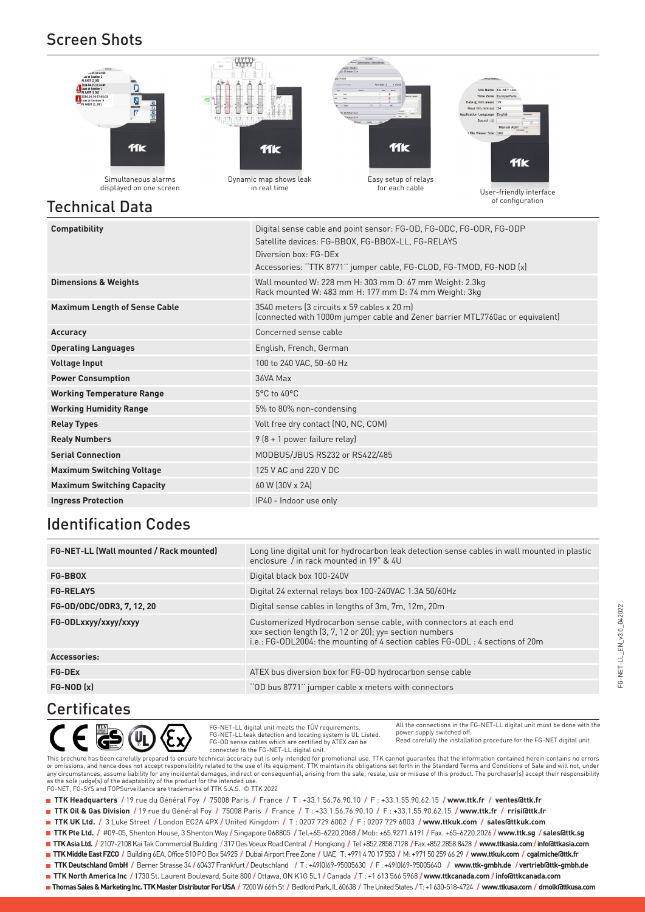## Screen Shots

Simultaneous alarms displayed on one screen

Dynamic map shows leak in real time

Easy setup of relays for each cable

User-friendly interface of configuration

## Technical Data

| | |
|---|---|
| **Compatibility** | Digital sense cable and point sensor: FG-OD, FG-ODC, FG-ODR, FG-ODP<br>Satellite devices: FG-BBOX, FG-BBOX-LL, FG-RELAYS<br>Diversion box: FG-DEx<br>Accessories: ''TTK 8771'' jumper cable, FG-CLOD, FG-TMOD, FG-NOD (x) |
| **Dimensions & Weights** | Wall mounted W: 228 mm H: 303 mm D: 67 mm Weight: 2.3kg<br>Rack mounted W: 483 mm H: 177 mm D: 74 mm Weight: 3kg |
| **Maximum Length of Sense Cable** | 3540 meters (3 circuits x 59 cables x 20 m)<br>(connected with 1000m jumper cable and Zener barrier MTL7760ac or equivalent) |
| **Accuracy** | Concerned sense cable |
| **Operating Languages** | English, French, German |
| **Voltage Input** | 100 to 240 VAC, 50-60 Hz |
| **Power Consumption** | 36VA Max |
| **Working Temperature Range** | 5°C to 40°C |
| **Working Humidity Range** | 5% to 80% non-condensing |
| **Relay Types** | Volt free dry contact (NO, NC, COM) |
| **Realy Numbers** | 9 (8 + 1 power failure relay) |
| **Serial Connection** | MODBUS/JBUS RS232 or RS422/485 |
| **Maximum Switching Voltage** | 125 V AC and 220 V DC |
| **Maximum Switching Capacity** | 60 W (30V x 2A) |
| **Ingress Protection** | IP40 - Indoor use only |

## Identification Codes

| | |
|---|---|
| **FG-NET-LL (Wall mounted / Rack mounted)** | Long line digital unit for hydrocarbon leak detection sense cables in wall mounted in plastic enclosure / in rack mounted in 19'' & 4U |
| **FG-BBOX** | Digital black box 100-240V |
| **FG-RELAYS** | Digital 24 external relays box 100-240VAC 1.3A 50/60Hz |
| **FG-OD/ODC/ODR3, 7, 12, 20** | Digital sense cables in lengths of 3m, 7m, 12m, 20m |
| **FG-ODLxxyy/xxyy/xxyy** | Customerized Hydrocarbon sense cable, with connectors at each end<br>xx= section length (3, 7, 12 or 20); yy= section numbers<br>i.e.: FG-ODL2004: the mounting of 4 section cables FG-ODL : 4 sections of 20m |
| **Accessories:** | |
| **FG-DEx** | ATEX bus diversion box for FG-OD hydrocarbon sense cable |
| **FG-NOD (x)** | ''OD bus 8771'' jumper cable x meters with connectors |

## Certificates

FG-NET-LL digital unit meets the TÜV requirements.
FG-NET-LL leak detection and locating system is UL Listed.
FG-OD sense cables which are certified by ATEX can be connected to the FG-NET-LL digital unit.

All the connections in the FG-NET-LL digital unit must be done with the power supply switched off.
Read carefully the installation procedure for the FG-NET digital unit.

This brochure has been carefully prepared to ensure technical accuracy but is only intended for promotional use. TTK cannot guarantee that the information contained herein contains no errors or omissions, and hence does not accept responsibility related to the use of its equipment. TTK maintain its obligations set forth in the Standard Terms and Conditions of Sale and will not, under any circumstances, assume liability for any incidental damages, indirect or consequential, arising from the sale, resale, use or misuse of this product. The purchaser(s) accept their responsibility as the sole judge(s) of the adaptability of the product for the intended use.
FG-NET, FG-SYS and TOPSurveillance are trademarks of TTK S.A.S. © TTK 2022

- **TTK Headquarters** / 19 rue du Général Foy / 75008 Paris / France / T : +33.1.56.76.90.10 / F : +33.1.55.90.62.15 / **www.ttk.fr** / **ventes@ttk.fr**
- **TTK Oil & Gas Division** / 19 rue du Général Foy / 75008 Paris / France / T : +33.1.56.76.90.10 / F : +33.1.55.90.62.15 / **www.ttk.fr** / **rrisi@ttk.fr**
- **TTK UK Ltd.** / 3 Luke Street / London EC2A 4PX / United Kingdom / T : 0207 729 6002 / F : 0207 729 6003 / **www.ttkuk.com** / **sales@ttkuk.com**
- **TTK Pte Ltd.** / #09-05, Shenton House, 3 Shenton Way / Singapore 068805 / Tel.+65-6220.2068 / Mob: +65.9271.6191 / Fax. +65-6220.2026 / **www.ttk.sg** / **sales@ttk.sg**
- **TTK Asia Ltd.** / 2107-2108 Kai Tak Commercial Building / 317 Des Voeux Road Central / Hongkong / Tel.+852.2858.7128 / Fax.+852.2858.8428 / **www.ttkasia.com** / **info@ttkasia.com**
- **TTK Middle East FZCO** / Building 6EA, Office 510 PO Box 54925 / Dubai Airport Free Zone / UAE T: +971 4 70 17 553 / M: +971 50 259 66 29 / **www.ttkuk.com** / **cgalmiche@ttk.fr**
- **TTK Deutschland GmbH** / Berner Strasse 34 / 60437 Frankfurt / Deutschland / T : +49(0)69-95005630 / F : +49(0)69-95005640 / **www.ttk-gmbh.de** / **vertrieb@ttk-gmbh.de**
- **TTK North America Inc** / 1730 St. Laurent Boulevard, Suite 800 / Ottawa, ON K1G 5L1 / Canada / T : +1 613 566 5968 / **www.ttkcanada.com** / **info@ttkcanada.com**
- **Thomas Sales & Marketing Inc. TTK Master Distributor For USA** / 7200 W 66th St / Bedford Park, IL 60638 / The United States / T: +1 630-518-4724 / **www.ttkusa.com** / **dmolk@ttkusa.com**